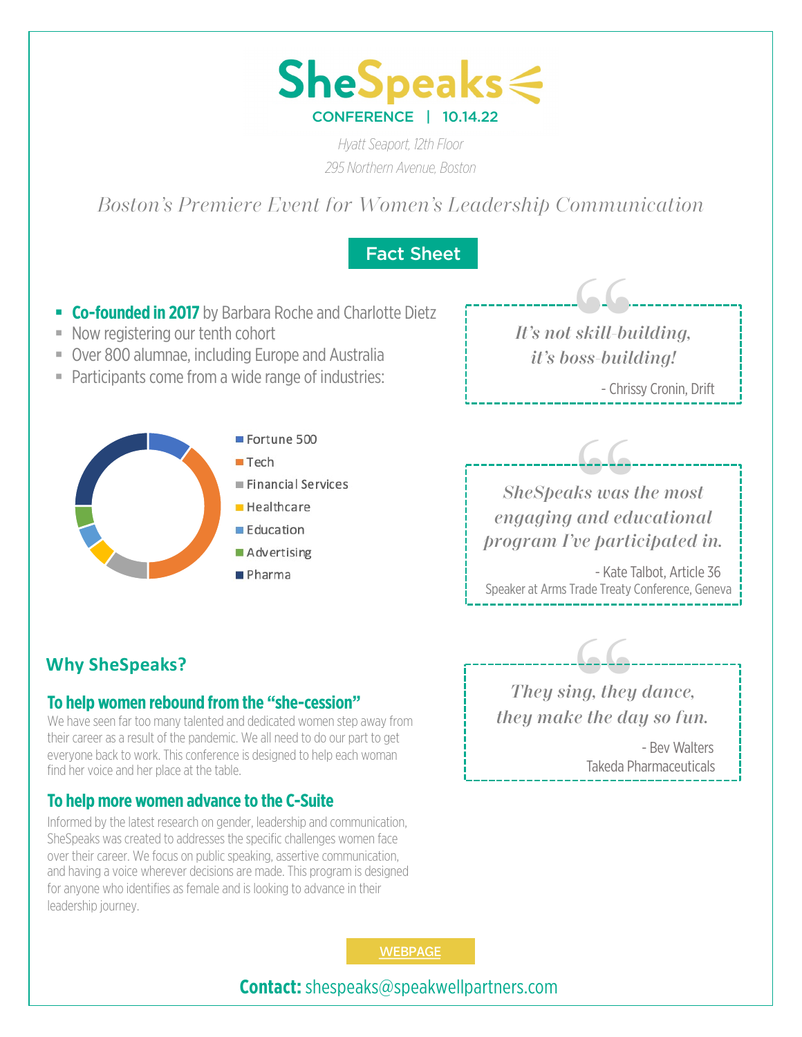# SheSpeaks

CONFERENCE | 10.14.22

*Hyatt Seaport, 12th Floor*

*295 Northern Avenue, Boston*

*Boston's Premiere Event for Women's Leadership Communication*

## Fact Sheet

- **Co-founded in 2017** by Barbara Roche and Charlotte Dietz
- Now registering our tenth cohort
- Over 800 alumnae, including Europe and Australia
- Participants come from a wide range of industries:

- Fortune 500
- Tech
- Financial Services
- Healthcare
- Education
- Advertising
- Pharma

> *It's not skill-building, it's boss-building!*
>
> \- Chrissy Cronin, Drift

> *SheSpeaks was the most engaging and educational program I've participated in.*
>
> \- Kate Talbot, Article 36
> Speaker at Arms Trade Treaty Conference, Geneva

> *They sing, they dance, they make the day so fun.*
>
> \- Bev Walters
> Takeda Pharmaceuticals

## Why SheSpeaks?

### To help women rebound from the "she-cession"

We have seen far too many talented and dedicated women step away from their career as a result of the pandemic. We all need to do our part to get everyone back to work. This conference is designed to help each woman find her voice and her place at the table.

### To help more women advance to the C-Suite

Informed by the latest research on gender, leadership and communication, SheSpeaks was created to addresses the specific challenges women face over their career. We focus on public speaking, assertive communication, and having a voice wherever decisions are made. This program is designed for anyone who identifies as female and is looking to advance in their leadership journey.

WEBPAGE

**Contact:** shespeaks@speakwellpartners.com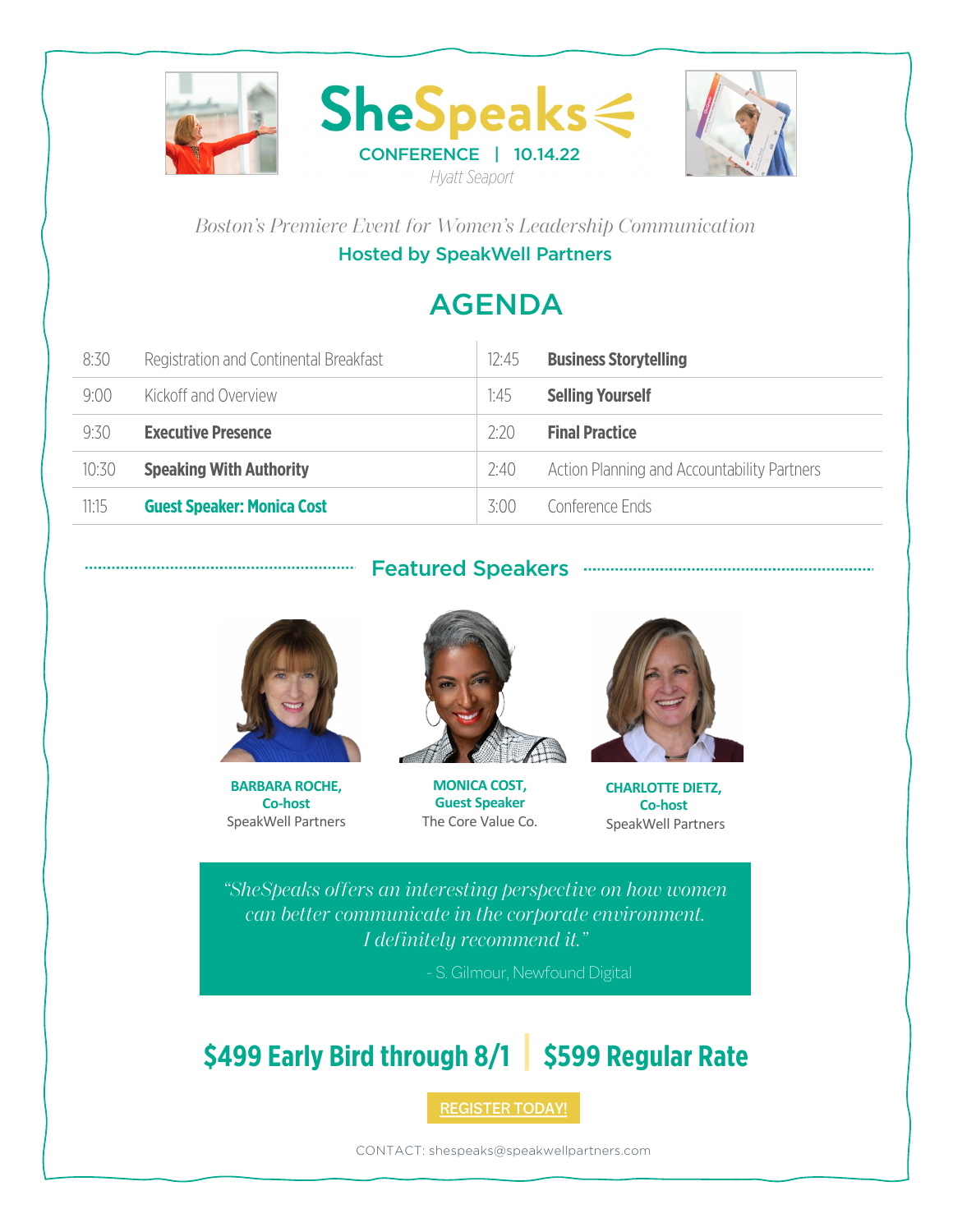# SheSpeaks

CONFERENCE | 10.14.22

*Hyatt Seaport*

*Boston's Premiere Event for Women's Leadership Communication*

**Hosted by SpeakWell Partners**

## AGENDA

| | | | |
|---|---|---|---|
| 8:30 | Registration and Continental Breakfast | 12:45 | **Business Storytelling** |
| 9:00 | Kickoff and Overview | 1:45 | **Selling Yourself** |
| 9:30 | **Executive Presence** | 2:20 | **Final Practice** |
| 10:30 | **Speaking With Authority** | 2:40 | Action Planning and Accountability Partners |
| 11:15 | **Guest Speaker: Monica Cost** | 3:00 | Conference Ends |

## Featured Speakers

**BARBARA ROCHE, Co-host**
SpeakWell Partners

**MONICA COST, Guest Speaker**
The Core Value Co.

**CHARLOTTE DIETZ, Co-host**
SpeakWell Partners

*"SheSpeaks offers an interesting perspective on how women can better communicate in the corporate environment. I definitely recommend it."*

\- S. Gilmour, Newfound Digital

**$499 Early Bird through 8/1 | $599 Regular Rate**

REGISTER TODAY!

CONTACT: shespeaks@speakwellpartners.com